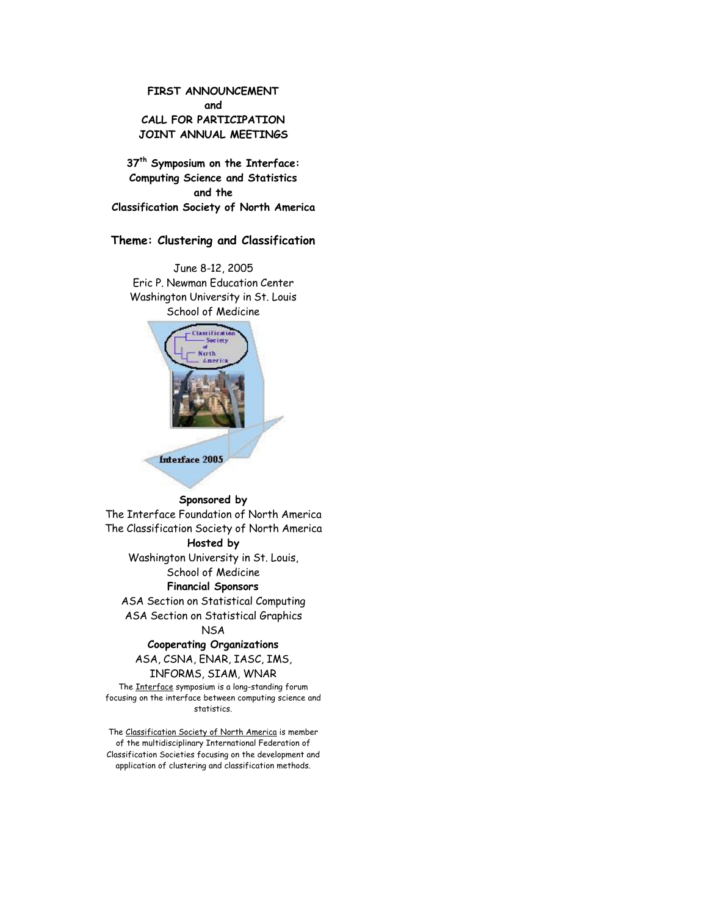**FIRST ANNOUNCEMENT**
**and**
**CALL FOR PARTICIPATION**
**JOINT ANNUAL MEETINGS**

**37th Symposium on the Interface: Computing Science and Statistics and the Classification Society of North America**

## Theme: Clustering and Classification

June 8-12, 2005
Eric P. Newman Education Center
Washington University in St. Louis
School of Medicine

**Sponsored by**
The Interface Foundation of North America
The Classification Society of North America

**Hosted by**
Washington University in St. Louis, School of Medicine

**Financial Sponsors**
ASA Section on Statistical Computing
ASA Section on Statistical Graphics
NSA

**Cooperating Organizations**
ASA, CSNA, ENAR, IASC, IMS, INFORMS, SIAM, WNAR

The Interface symposium is a long-standing forum focusing on the interface between computing science and statistics.

The Classification Society of North America is member of the multidisciplinary International Federation of Classification Societies focusing on the development and application of clustering and classification methods.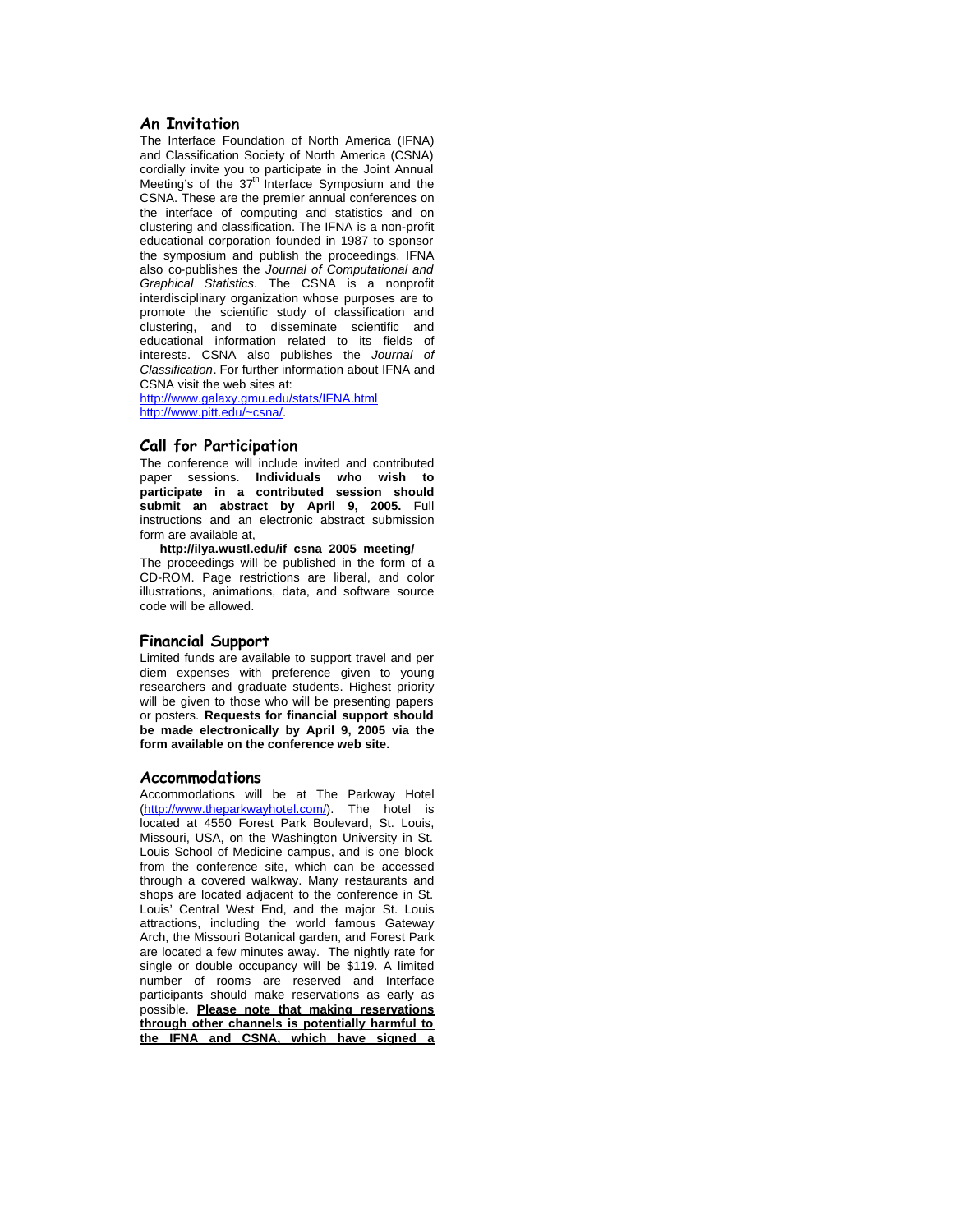## An Invitation

The Interface Foundation of North America (IFNA) and Classification Society of North America (CSNA) cordially invite you to participate in the Joint Annual Meeting's of the 37th Interface Symposium and the CSNA. These are the premier annual conferences on the interface of computing and statistics and on clustering and classification. The IFNA is a non-profit educational corporation founded in 1987 to sponsor the symposium and publish the proceedings. IFNA also co-publishes the *Journal of Computational and Graphical Statistics*. The CSNA is a nonprofit interdisciplinary organization whose purposes are to promote the scientific study of classification and clustering, and to disseminate scientific and educational information related to its fields of interests. CSNA also publishes the *Journal of Classification*. For further information about IFNA and CSNA visit the web sites at:
http://www.galaxy.gmu.edu/stats/IFNA.html
http://www.pitt.edu/~csna/.

## Call for Participation

The conference will include invited and contributed paper sessions. **Individuals who wish to participate in a contributed session should submit an abstract by April 9, 2005.** Full instructions and an electronic abstract submission form are available at,

**http://ilya.wustl.edu/if_csna_2005_meeting/**

The proceedings will be published in the form of a CD-ROM. Page restrictions are liberal, and color illustrations, animations, data, and software source code will be allowed.

## Financial Support

Limited funds are available to support travel and per diem expenses with preference given to young researchers and graduate students. Highest priority will be given to those who will be presenting papers or posters. **Requests for financial support should be made electronically by April 9, 2005 via the form available on the conference web site.**

## Accommodations

Accommodations will be at The Parkway Hotel (http://www.theparkwayhotel.com/). The hotel is located at 4550 Forest Park Boulevard, St. Louis, Missouri, USA, on the Washington University in St. Louis School of Medicine campus, and is one block from the conference site, which can be accessed through a covered walkway. Many restaurants and shops are located adjacent to the conference in St. Louis' Central West End, and the major St. Louis attractions, including the world famous Gateway Arch, the Missouri Botanical garden, and Forest Park are located a few minutes away. The nightly rate for single or double occupancy will be $119. A limited number of rooms are reserved and Interface participants should make reservations as early as possible. **Please note that making reservations through other channels is potentially harmful to the IFNA and CSNA, which have signed a**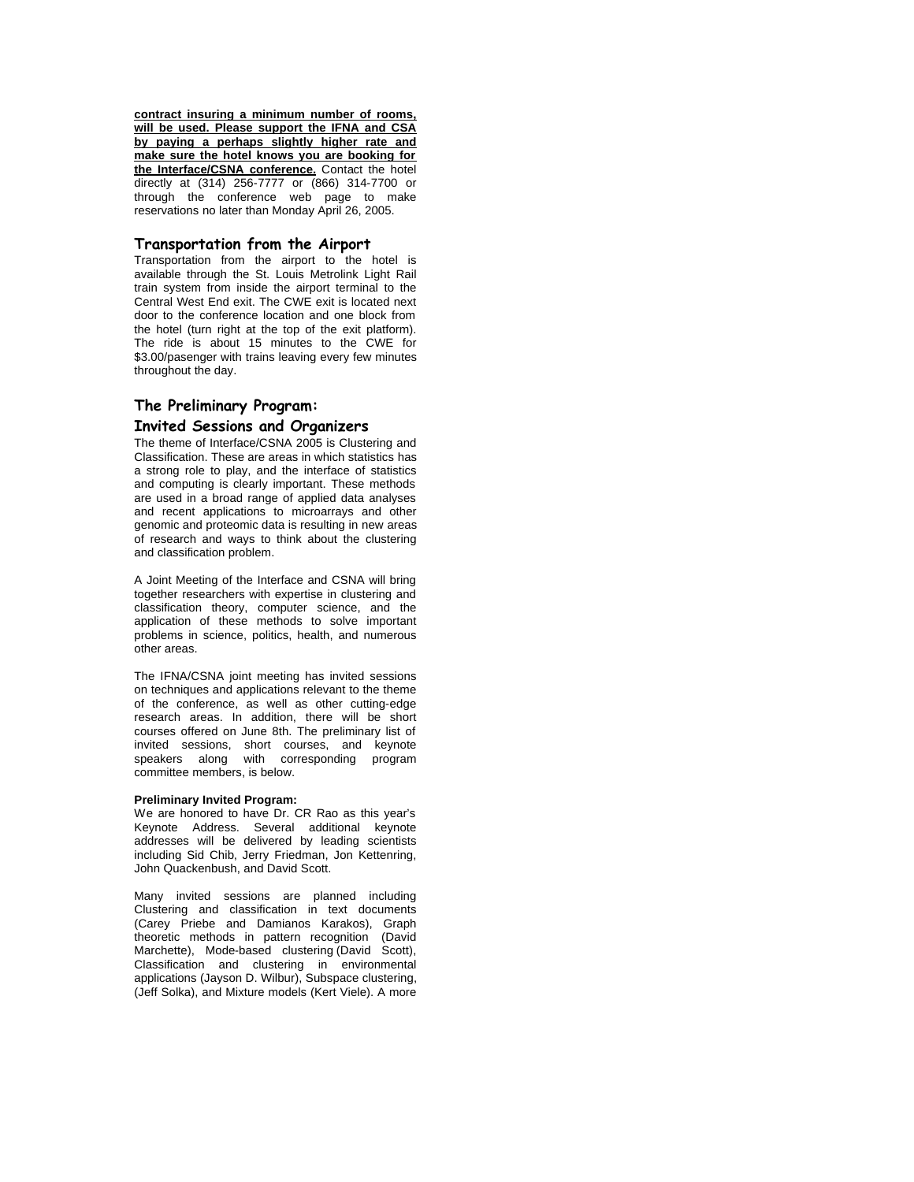**contract insuring a minimum number of rooms, will be used. Please support the IFNA and CSA by paying a perhaps slightly higher rate and make sure the hotel knows you are booking for the Interface/CSNA conference.** Contact the hotel directly at (314) 256-7777 or (866) 314-7700 or through the conference web page to make reservations no later than Monday April 26, 2005.

## Transportation from the Airport

Transportation from the airport to the hotel is available through the St. Louis Metrolink Light Rail train system from inside the airport terminal to the Central West End exit. The CWE exit is located next door to the conference location and one block from the hotel (turn right at the top of the exit platform). The ride is about 15 minutes to the CWE for $3.00/pasenger with trains leaving every few minutes throughout the day.

## The Preliminary Program: Invited Sessions and Organizers

The theme of Interface/CSNA 2005 is Clustering and Classification. These are areas in which statistics has a strong role to play, and the interface of statistics and computing is clearly important. These methods are used in a broad range of applied data analyses and recent applications to microarrays and other genomic and proteomic data is resulting in new areas of research and ways to think about the clustering and classification problem.

A Joint Meeting of the Interface and CSNA will bring together researchers with expertise in clustering and classification theory, computer science, and the application of these methods to solve important problems in science, politics, health, and numerous other areas.

The IFNA/CSNA joint meeting has invited sessions on techniques and applications relevant to the theme of the conference, as well as other cutting-edge research areas. In addition, there will be short courses offered on June 8th. The preliminary list of invited sessions, short courses, and keynote speakers along with corresponding program committee members, is below.

**Preliminary Invited Program:**

We are honored to have Dr. CR Rao as this year's Keynote Address. Several additional keynote addresses will be delivered by leading scientists including Sid Chib, Jerry Friedman, Jon Kettenring, John Quackenbush, and David Scott.

Many invited sessions are planned including Clustering and classification in text documents (Carey Priebe and Damianos Karakos), Graph theoretic methods in pattern recognition (David Marchette), Mode-based clustering (David Scott), Classification and clustering in environmental applications (Jayson D. Wilbur), Subspace clustering, (Jeff Solka), and Mixture models (Kert Viele). A more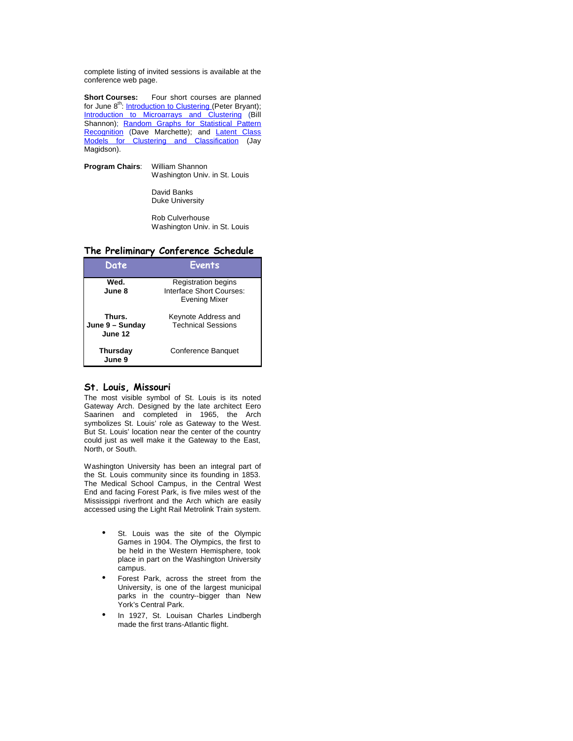complete listing of invited sessions is available at the conference web page.

**Short Courses:** Four short courses are planned for June 8th: Introduction to Clustering (Peter Bryant); Introduction to Microarrays and Clustering (Bill Shannon); Random Graphs for Statistical Pattern Recognition (Dave Marchette); and Latent Class Models for Clustering and Classification (Jay Magidson).

**Program Chairs**: William Shannon
Washington Univ. in St. Louis

David Banks
Duke University

Rob Culverhouse
Washington Univ. in St. Louis

## The Preliminary Conference Schedule

| Date | Events |
|---|---|
| **Wed. June 8** | Registration begins<br>Interface Short Courses:<br>Evening Mixer |
| **Thurs. June 9 – Sunday June 12** | Keynote Address and Technical Sessions |
| **Thursday June 9** | Conference Banquet |

## St. Louis, Missouri

The most visible symbol of St. Louis is its noted Gateway Arch. Designed by the late architect Eero Saarinen and completed in 1965, the Arch symbolizes St. Louis' role as Gateway to the West. But St. Louis' location near the center of the country could just as well make it the Gateway to the East, North, or South.

Washington University has been an integral part of the St. Louis community since its founding in 1853. The Medical School Campus, in the Central West End and facing Forest Park, is five miles west of the Mississippi riverfront and the Arch which are easily accessed using the Light Rail Metrolink Train system.

- St. Louis was the site of the Olympic Games in 1904. The Olympics, the first to be held in the Western Hemisphere, took place in part on the Washington University campus.
- Forest Park, across the street from the University, is one of the largest municipal parks in the country--bigger than New York's Central Park.
- In 1927, St. Louisan Charles Lindbergh made the first trans-Atlantic flight.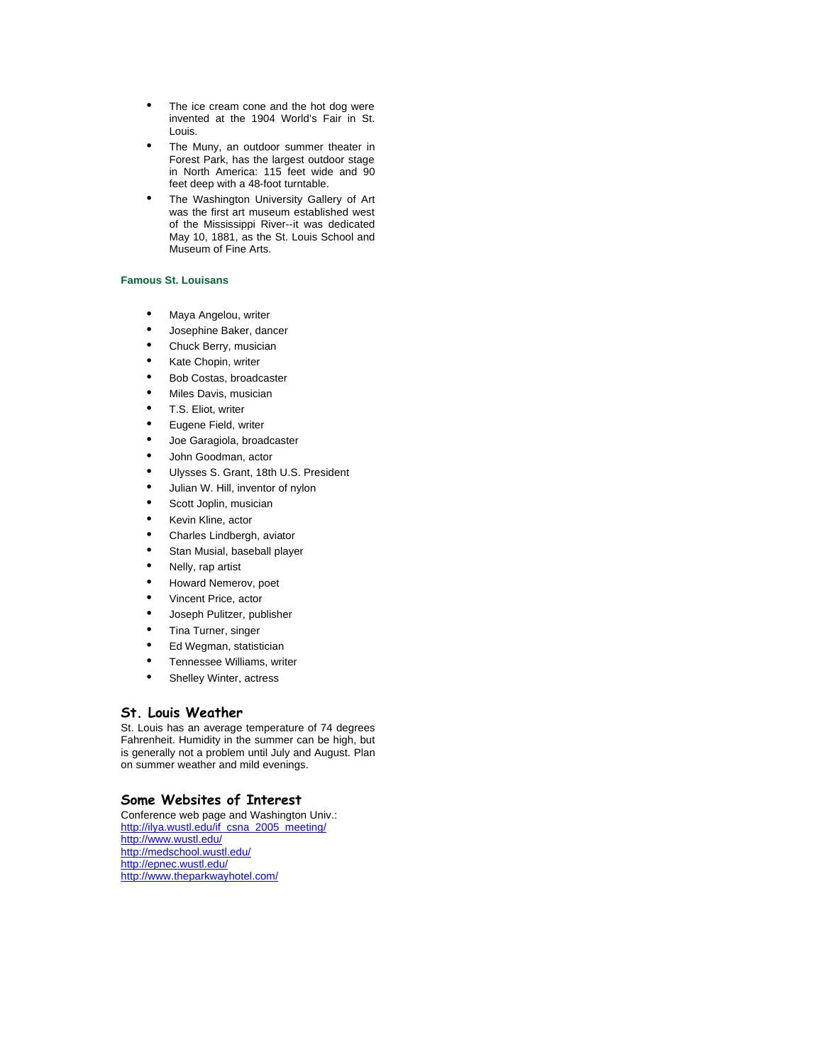- The ice cream cone and the hot dog were invented at the 1904 World's Fair in St. Louis.
- The Muny, an outdoor summer theater in Forest Park, has the largest outdoor stage in North America: 115 feet wide and 90 feet deep with a 48-foot turntable.
- The Washington University Gallery of Art was the first art museum established west of the Mississippi River--it was dedicated May 10, 1881, as the St. Louis School and Museum of Fine Arts.

### Famous St. Louisans

- Maya Angelou, writer
- Josephine Baker, dancer
- Chuck Berry, musician
- Kate Chopin, writer
- Bob Costas, broadcaster
- Miles Davis, musician
- T.S. Eliot, writer
- Eugene Field, writer
- Joe Garagiola, broadcaster
- John Goodman, actor
- Ulysses S. Grant, 18th U.S. President
- Julian W. Hill, inventor of nylon
- Scott Joplin, musician
- Kevin Kline, actor
- Charles Lindbergh, aviator
- Stan Musial, baseball player
- Nelly, rap artist
- Howard Nemerov, poet
- Vincent Price, actor
- Joseph Pulitzer, publisher
- Tina Turner, singer
- Ed Wegman, statistician
- Tennessee Williams, writer
- Shelley Winter, actress

## St. Louis Weather

St. Louis has an average temperature of 74 degrees Fahrenheit. Humidity in the summer can be high, but is generally not a problem until July and August. Plan on summer weather and mild evenings.

## Some Websites of Interest

Conference web page and Washington Univ.:
http://ilya.wustl.edu/if_csna_2005_meeting/
http://www.wustl.edu/
http://medschool.wustl.edu/
http://epnec.wustl.edu/
http://www.theparkwayhotel.com/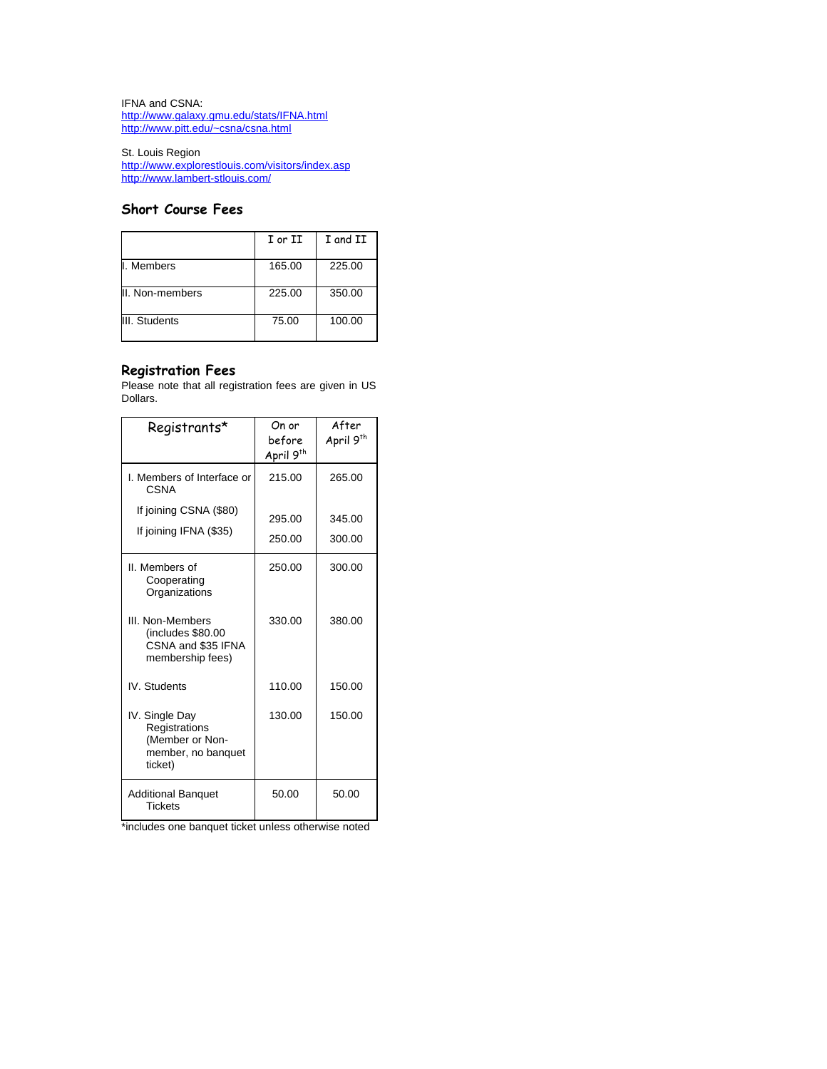IFNA and CSNA:
http://www.galaxy.gmu.edu/stats/IFNA.html
http://www.pitt.edu/~csna/csna.html

St. Louis Region
http://www.explorestlouis.com/visitors/index.asp
http://www.lambert-stlouis.com/

## Short Course Fees

| | I or II | I and II |
|---|---|---|
| I. Members | 165.00 | 225.00 |
| II. Non-members | 225.00 | 350.00 |
| III. Students | 75.00 | 100.00 |

## Registration Fees

Please note that all registration fees are given in US Dollars.

| Registrants* | On or before April 9th | After April 9th |
|---|---|---|
| I. Members of Interface or CSNA | 215.00 | 265.00 |
| If joining CSNA ($80) | 295.00 | 345.00 |
| If joining IFNA ($35) | 250.00 | 300.00 |
| II. Members of Cooperating Organizations | 250.00 | 300.00 |
| III. Non-Members (includes $80.00 CSNA and $35 IFNA membership fees) | 330.00 | 380.00 |
| IV. Students | 110.00 | 150.00 |
| IV. Single Day Registrations (Member or Non-member, no banquet ticket) | 130.00 | 150.00 |
| Additional Banquet Tickets | 50.00 | 50.00 |

*includes one banquet ticket unless otherwise noted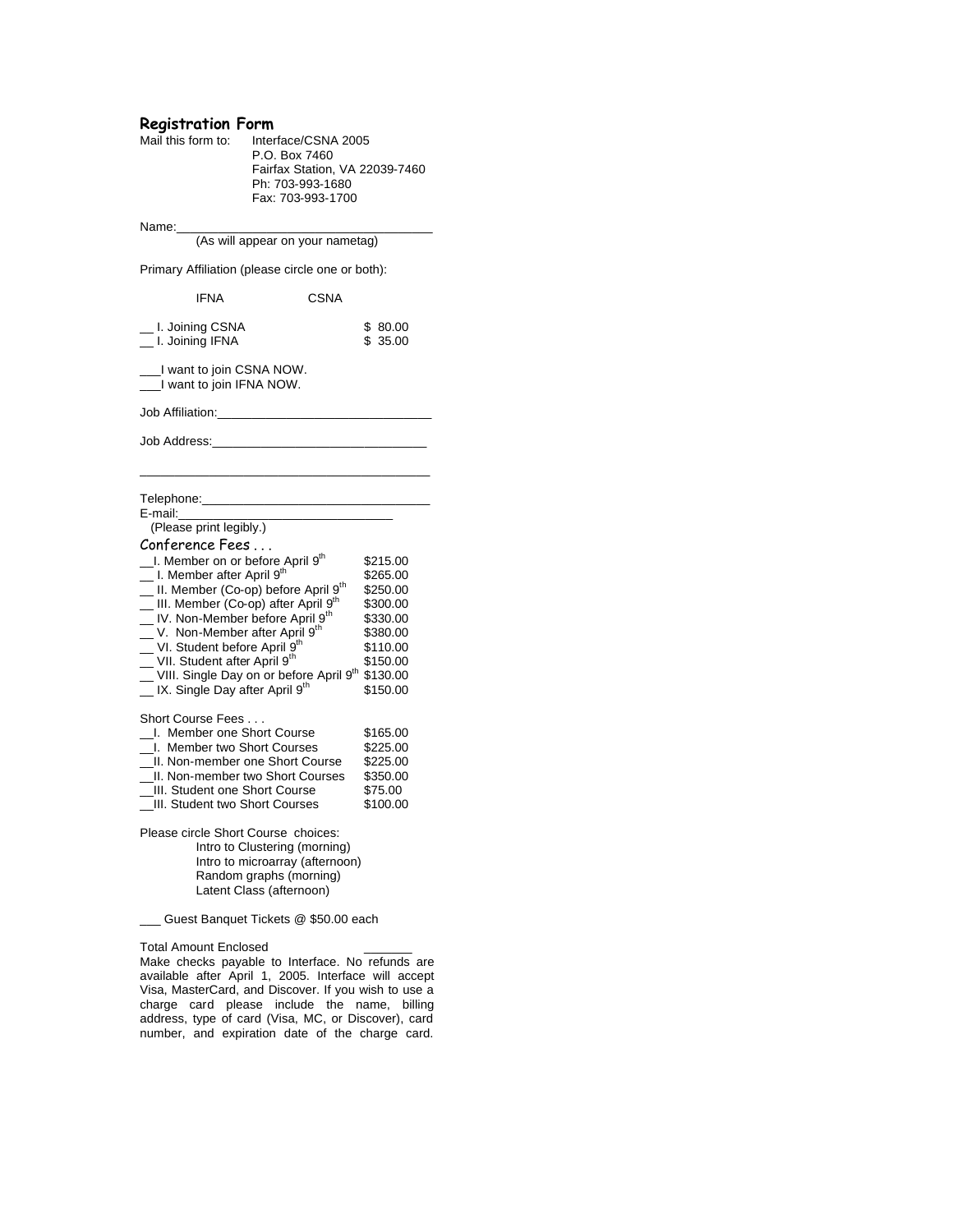## Registration Form

Mail this form to: Interface/CSNA 2005
P.O. Box 7460
Fairfax Station, VA 22039-7460
Ph: 703-993-1680
Fax: 703-993-1700

Name:\_\_\_\_\_\_\_\_\_\_\_\_\_\_\_\_\_\_\_\_\_\_\_\_\_\_\_\_\_\_\_\_\_\_\_\_
(As will appear on your nametag)

Primary Affiliation (please circle one or both):

IFNA CSNA

| | |
|---|---|
| __ I. Joining CSNA | $ 80.00 |
| __ I. Joining IFNA | $ 35.00 |

___I want to join CSNA NOW.
___I want to join IFNA NOW.

Job Affiliation:\_\_\_\_\_\_\_\_\_\_\_\_\_\_\_\_\_\_\_\_\_\_\_\_\_\_\_\_\_\_

Job Address:\_\_\_\_\_\_\_\_\_\_\_\_\_\_\_\_\_\_\_\_\_\_\_\_\_\_\_\_\_\_

\_\_\_\_\_\_\_\_\_\_\_\_\_\_\_\_\_\_\_\_\_\_\_\_\_\_\_\_\_\_\_\_\_\_\_\_\_\_\_\_\_\_

Telephone:\_\_\_\_\_\_\_\_\_\_\_\_\_\_\_\_\_\_\_\_\_\_\_\_\_\_\_\_\_\_\_\_
E-mail:\_\_\_\_\_\_\_\_\_\_\_\_\_\_\_\_\_\_\_\_\_\_\_\_\_\_\_\_\_\_
(Please print legibly.)

### Conference Fees . . .

| | |
|---|---|
| __I. Member on or before April 9th | $215.00 |
| __ I. Member after April 9th | $265.00 |
| __ II. Member (Co-op) before April 9th | $250.00 |
| __ III. Member (Co-op) after April 9th | $300.00 |
| __ IV. Non-Member before April 9th | $330.00 |
| __ V. Non-Member after April 9th | $380.00 |
| __ VI. Student before April 9th | $110.00 |
| __ VII. Student after April 9th | $150.00 |
| __ VIII. Single Day on or before April 9th | $130.00 |
| __ IX. Single Day after April 9th | $150.00 |

Short Course Fees . . .

| | |
|---|---|
| __I. Member one Short Course | $165.00 |
| __I. Member two Short Courses | $225.00 |
| __II. Non-member one Short Course | $225.00 |
| __II. Non-member two Short Courses | $350.00 |
| __III. Student one Short Course | $75.00 |
| __III. Student two Short Courses | $100.00 |

Please circle Short Course choices:
- Intro to Clustering (morning)
- Intro to microarray (afternoon)
- Random graphs (morning)
- Latent Class (afternoon)

___ Guest Banquet Tickets @ $50.00 each

Total Amount Enclosed \_\_\_\_\_\_\_

Make checks payable to Interface. No refunds are available after April 1, 2005. Interface will accept Visa, MasterCard, and Discover. If you wish to use a charge card please include the name, billing address, type of card (Visa, MC, or Discover), card number, and expiration date of the charge card.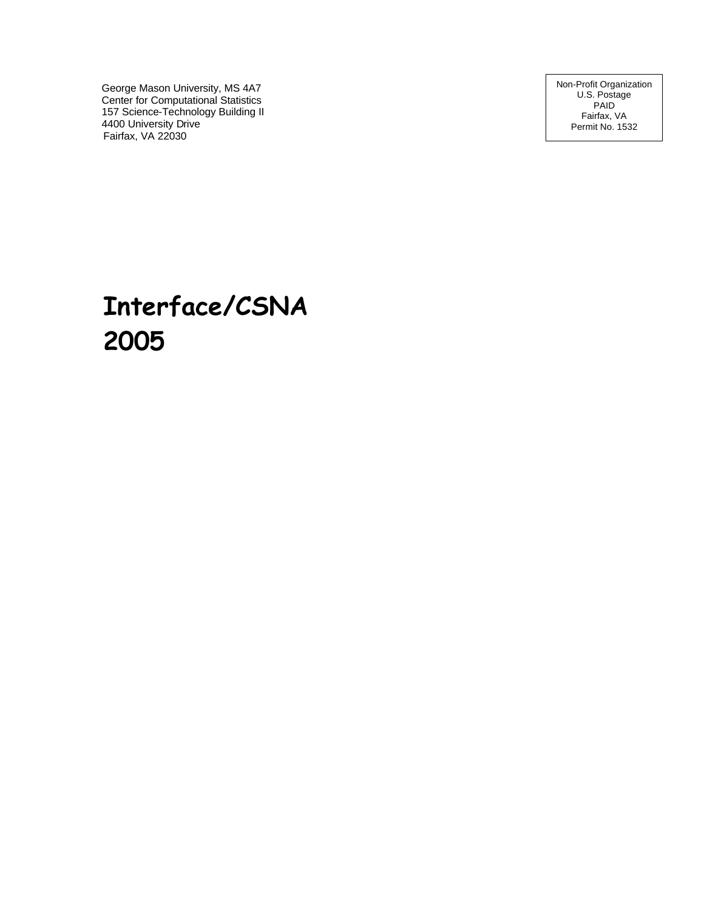George Mason University, MS 4A7
Center for Computational Statistics
157 Science-Technology Building II
4400 University Drive
Fairfax, VA 22030

Non-Profit Organization
U.S. Postage
PAID
Fairfax, VA
Permit No. 1532

# Interface/CSNA 2005